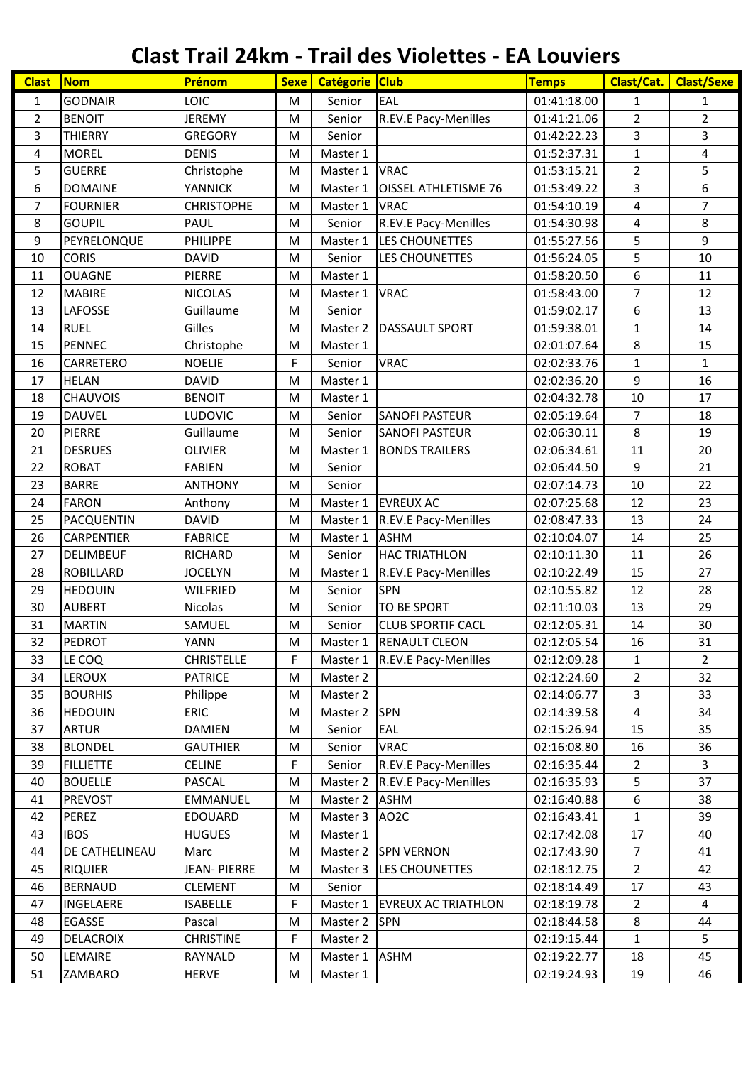# Clast Trail 24km - Trail des Violettes - EA Louviers

| Clast | Nom | Prénom | Sexe | Catégorie | Club | Temps | Clast/Cat. | Clast/Sexe |
|---|---|---|---|---|---|---|---|---|
| 1 | GODNAIR | LOIC | M | Senior | EAL | 01:41:18.00 | 1 | 1 |
| 2 | BENOIT | JEREMY | M | Senior | R.EV.E Pacy-Menilles | 01:41:21.06 | 2 | 2 |
| 3 | THIERRY | GREGORY | M | Senior | | 01:42:22.23 | 3 | 3 |
| 4 | MOREL | DENIS | M | Master 1 | | 01:52:37.31 | 1 | 4 |
| 5 | GUERRE | Christophe | M | Master 1 | VRAC | 01:53:15.21 | 2 | 5 |
| 6 | DOMAINE | YANNICK | M | Master 1 | OISSEL ATHLETISME 76 | 01:53:49.22 | 3 | 6 |
| 7 | FOURNIER | CHRISTOPHE | M | Master 1 | VRAC | 01:54:10.19 | 4 | 7 |
| 8 | GOUPIL | PAUL | M | Senior | R.EV.E Pacy-Menilles | 01:54:30.98 | 4 | 8 |
| 9 | PEYRELONQUE | PHILIPPE | M | Master 1 | LES CHOUNETTES | 01:55:27.56 | 5 | 9 |
| 10 | CORIS | DAVID | M | Senior | LES CHOUNETTES | 01:56:24.05 | 5 | 10 |
| 11 | OUAGNE | PIERRE | M | Master 1 | | 01:58:20.50 | 6 | 11 |
| 12 | MABIRE | NICOLAS | M | Master 1 | VRAC | 01:58:43.00 | 7 | 12 |
| 13 | LAFOSSE | Guillaume | M | Senior | | 01:59:02.17 | 6 | 13 |
| 14 | RUEL | Gilles | M | Master 2 | DASSAULT SPORT | 01:59:38.01 | 1 | 14 |
| 15 | PENNEC | Christophe | M | Master 1 | | 02:01:07.64 | 8 | 15 |
| 16 | CARRETERO | NOELIE | F | Senior | VRAC | 02:02:33.76 | 1 | 1 |
| 17 | HELAN | DAVID | M | Master 1 | | 02:02:36.20 | 9 | 16 |
| 18 | CHAUVOIS | BENOIT | M | Master 1 | | 02:04:32.78 | 10 | 17 |
| 19 | DAUVEL | LUDOVIC | M | Senior | SANOFI PASTEUR | 02:05:19.64 | 7 | 18 |
| 20 | PIERRE | Guillaume | M | Senior | SANOFI PASTEUR | 02:06:30.11 | 8 | 19 |
| 21 | DESRUES | OLIVIER | M | Master 1 | BONDS TRAILERS | 02:06:34.61 | 11 | 20 |
| 22 | ROBAT | FABIEN | M | Senior | | 02:06:44.50 | 9 | 21 |
| 23 | BARRE | ANTHONY | M | Senior | | 02:07:14.73 | 10 | 22 |
| 24 | FARON | Anthony | M | Master 1 | EVREUX AC | 02:07:25.68 | 12 | 23 |
| 25 | PACQUENTIN | DAVID | M | Master 1 | R.EV.E Pacy-Menilles | 02:08:47.33 | 13 | 24 |
| 26 | CARPENTIER | FABRICE | M | Master 1 | ASHM | 02:10:04.07 | 14 | 25 |
| 27 | DELIMBEUF | RICHARD | M | Senior | HAC TRIATHLON | 02:10:11.30 | 11 | 26 |
| 28 | ROBILLARD | JOCELYN | M | Master 1 | R.EV.E Pacy-Menilles | 02:10:22.49 | 15 | 27 |
| 29 | HEDOUIN | WILFRIED | M | Senior | SPN | 02:10:55.82 | 12 | 28 |
| 30 | AUBERT | Nicolas | M | Senior | TO BE SPORT | 02:11:10.03 | 13 | 29 |
| 31 | MARTIN | SAMUEL | M | Senior | CLUB SPORTIF CACL | 02:12:05.31 | 14 | 30 |
| 32 | PEDROT | YANN | M | Master 1 | RENAULT CLEON | 02:12:05.54 | 16 | 31 |
| 33 | LE COQ | CHRISTELLE | F | Master 1 | R.EV.E Pacy-Menilles | 02:12:09.28 | 1 | 2 |
| 34 | LEROUX | PATRICE | M | Master 2 | | 02:12:24.60 | 2 | 32 |
| 35 | BOURHIS | Philippe | M | Master 2 | | 02:14:06.77 | 3 | 33 |
| 36 | HEDOUIN | ERIC | M | Master 2 | SPN | 02:14:39.58 | 4 | 34 |
| 37 | ARTUR | DAMIEN | M | Senior | EAL | 02:15:26.94 | 15 | 35 |
| 38 | BLONDEL | GAUTHIER | M | Senior | VRAC | 02:16:08.80 | 16 | 36 |
| 39 | FILLIETTE | CELINE | F | Senior | R.EV.E Pacy-Menilles | 02:16:35.44 | 2 | 3 |
| 40 | BOUELLE | PASCAL | M | Master 2 | R.EV.E Pacy-Menilles | 02:16:35.93 | 5 | 37 |
| 41 | PREVOST | EMMANUEL | M | Master 2 | ASHM | 02:16:40.88 | 6 | 38 |
| 42 | PEREZ | EDOUARD | M | Master 3 | AO2C | 02:16:43.41 | 1 | 39 |
| 43 | IBOS | HUGUES | M | Master 1 | | 02:17:42.08 | 17 | 40 |
| 44 | DE CATHELINEAU | Marc | M | Master 2 | SPN VERNON | 02:17:43.90 | 7 | 41 |
| 45 | RIQUIER | JEAN- PIERRE | M | Master 3 | LES CHOUNETTES | 02:18:12.75 | 2 | 42 |
| 46 | BERNAUD | CLEMENT | M | Senior | | 02:18:14.49 | 17 | 43 |
| 47 | INGELAERE | ISABELLE | F | Master 1 | EVREUX AC TRIATHLON | 02:18:19.78 | 2 | 4 |
| 48 | EGASSE | Pascal | M | Master 2 | SPN | 02:18:44.58 | 8 | 44 |
| 49 | DELACROIX | CHRISTINE | F | Master 2 | | 02:19:15.44 | 1 | 5 |
| 50 | LEMAIRE | RAYNALD | M | Master 1 | ASHM | 02:19:22.77 | 18 | 45 |
| 51 | ZAMBARO | HERVE | M | Master 1 | | 02:19:24.93 | 19 | 46 |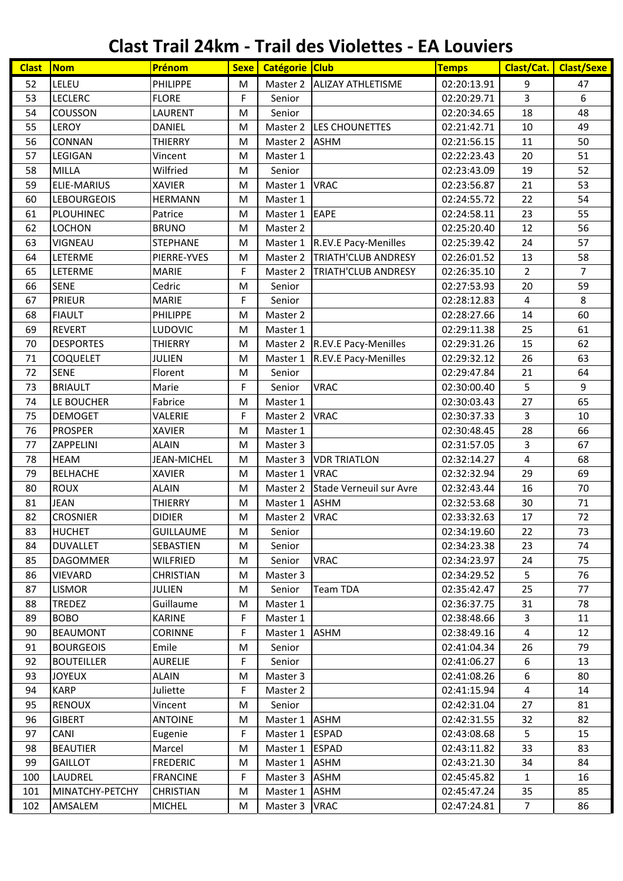# Clast Trail 24km - Trail des Violettes - EA Louviers

| Clast | Nom | Prénom | Sexe | Catégorie | Club | Temps | Clast/Cat. | Clast/Sexe |
|---|---|---|---|---|---|---|---|---|
| 52 | LELEU | PHILIPPE | M | Master 2 | ALIZAY ATHLETISME | 02:20:13.91 | 9 | 47 |
| 53 | LECLERC | FLORE | F | Senior | | 02:20:29.71 | 3 | 6 |
| 54 | COUSSON | LAURENT | M | Senior | | 02:20:34.65 | 18 | 48 |
| 55 | LEROY | DANIEL | M | Master 2 | LES CHOUNETTES | 02:21:42.71 | 10 | 49 |
| 56 | CONNAN | THIERRY | M | Master 2 | ASHM | 02:21:56.15 | 11 | 50 |
| 57 | LEGIGAN | Vincent | M | Master 1 | | 02:22:23.43 | 20 | 51 |
| 58 | MILLA | Wilfried | M | Senior | | 02:23:43.09 | 19 | 52 |
| 59 | ELIE-MARIUS | XAVIER | M | Master 1 | VRAC | 02:23:56.87 | 21 | 53 |
| 60 | LEBOURGEOIS | HERMANN | M | Master 1 | | 02:24:55.72 | 22 | 54 |
| 61 | PLOUHINEC | Patrice | M | Master 1 | EAPE | 02:24:58.11 | 23 | 55 |
| 62 | LOCHON | BRUNO | M | Master 2 | | 02:25:20.40 | 12 | 56 |
| 63 | VIGNEAU | STEPHANE | M | Master 1 | R.EV.E Pacy-Menilles | 02:25:39.42 | 24 | 57 |
| 64 | LETERME | PIERRE-YVES | M | Master 2 | TRIATH'CLUB ANDRESY | 02:26:01.52 | 13 | 58 |
| 65 | LETERME | MARIE | F | Master 2 | TRIATH'CLUB ANDRESY | 02:26:35.10 | 2 | 7 |
| 66 | SENE | Cedric | M | Senior | | 02:27:53.93 | 20 | 59 |
| 67 | PRIEUR | MARIE | F | Senior | | 02:28:12.83 | 4 | 8 |
| 68 | FIAULT | PHILIPPE | M | Master 2 | | 02:28:27.66 | 14 | 60 |
| 69 | REVERT | LUDOVIC | M | Master 1 | | 02:29:11.38 | 25 | 61 |
| 70 | DESPORTES | THIERRY | M | Master 2 | R.EV.E Pacy-Menilles | 02:29:31.26 | 15 | 62 |
| 71 | COQUELET | JULIEN | M | Master 1 | R.EV.E Pacy-Menilles | 02:29:32.12 | 26 | 63 |
| 72 | SENE | Florent | M | Senior | | 02:29:47.84 | 21 | 64 |
| 73 | BRIAULT | Marie | F | Senior | VRAC | 02:30:00.40 | 5 | 9 |
| 74 | LE BOUCHER | Fabrice | M | Master 1 | | 02:30:03.43 | 27 | 65 |
| 75 | DEMOGET | VALERIE | F | Master 2 | VRAC | 02:30:37.33 | 3 | 10 |
| 76 | PROSPER | XAVIER | M | Master 1 | | 02:30:48.45 | 28 | 66 |
| 77 | ZAPPELINI | ALAIN | M | Master 3 | | 02:31:57.05 | 3 | 67 |
| 78 | HEAM | JEAN-MICHEL | M | Master 3 | VDR TRIATLON | 02:32:14.27 | 4 | 68 |
| 79 | BELHACHE | XAVIER | M | Master 1 | VRAC | 02:32:32.94 | 29 | 69 |
| 80 | ROUX | ALAIN | M | Master 2 | Stade Verneuil sur Avre | 02:32:43.44 | 16 | 70 |
| 81 | JEAN | THIERRY | M | Master 1 | ASHM | 02:32:53.68 | 30 | 71 |
| 82 | CROSNIER | DIDIER | M | Master 2 | VRAC | 02:33:32.63 | 17 | 72 |
| 83 | HUCHET | GUILLAUME | M | Senior | | 02:34:19.60 | 22 | 73 |
| 84 | DUVALLET | SEBASTIEN | M | Senior | | 02:34:23.38 | 23 | 74 |
| 85 | DAGOMMER | WILFRIED | M | Senior | VRAC | 02:34:23.97 | 24 | 75 |
| 86 | VIEVARD | CHRISTIAN | M | Master 3 | | 02:34:29.52 | 5 | 76 |
| 87 | LISMOR | JULIEN | M | Senior | Team TDA | 02:35:42.47 | 25 | 77 |
| 88 | TREDEZ | Guillaume | M | Master 1 | | 02:36:37.75 | 31 | 78 |
| 89 | BOBO | KARINE | F | Master 1 | | 02:38:48.66 | 3 | 11 |
| 90 | BEAUMONT | CORINNE | F | Master 1 | ASHM | 02:38:49.16 | 4 | 12 |
| 91 | BOURGEOIS | Emile | M | Senior | | 02:41:04.34 | 26 | 79 |
| 92 | BOUTEILLER | AURELIE | F | Senior | | 02:41:06.27 | 6 | 13 |
| 93 | JOYEUX | ALAIN | M | Master 3 | | 02:41:08.26 | 6 | 80 |
| 94 | KARP | Juliette | F | Master 2 | | 02:41:15.94 | 4 | 14 |
| 95 | RENOUX | Vincent | M | Senior | | 02:42:31.04 | 27 | 81 |
| 96 | GIBERT | ANTOINE | M | Master 1 | ASHM | 02:42:31.55 | 32 | 82 |
| 97 | CANI | Eugenie | F | Master 1 | ESPAD | 02:43:08.68 | 5 | 15 |
| 98 | BEAUTIER | Marcel | M | Master 1 | ESPAD | 02:43:11.82 | 33 | 83 |
| 99 | GAILLOT | FREDERIC | M | Master 1 | ASHM | 02:43:21.30 | 34 | 84 |
| 100 | LAUDREL | FRANCINE | F | Master 3 | ASHM | 02:45:45.82 | 1 | 16 |
| 101 | MINATCHY-PETCHY | CHRISTIAN | M | Master 1 | ASHM | 02:45:47.24 | 35 | 85 |
| 102 | AMSALEM | MICHEL | M | Master 3 | VRAC | 02:47:24.81 | 7 | 86 |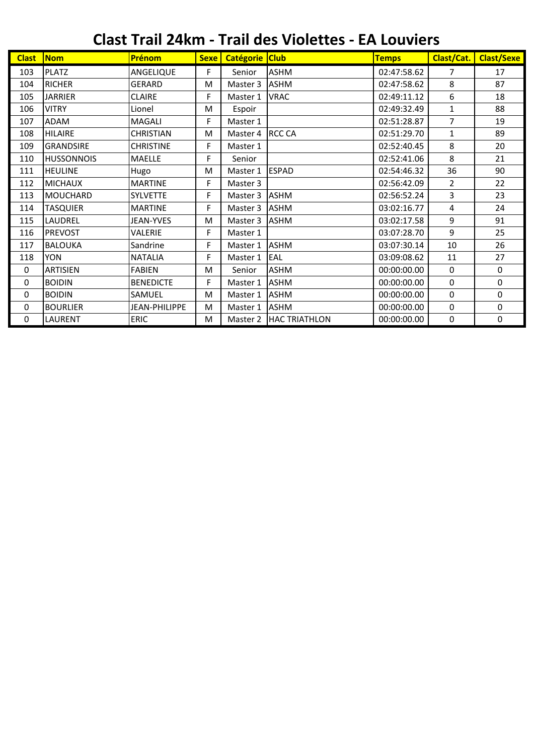# Clast Trail 24km - Trail des Violettes - EA Louviers

| Clast | Nom | Prénom | Sexe | Catégorie | Club | Temps | Clast/Cat. | Clast/Sexe |
|---|---|---|---|---|---|---|---|---|
| 103 | PLATZ | ANGELIQUE | F | Senior | ASHM | 02:47:58.62 | 7 | 17 |
| 104 | RICHER | GERARD | M | Master 3 | ASHM | 02:47:58.62 | 8 | 87 |
| 105 | JARRIER | CLAIRE | F | Master 1 | VRAC | 02:49:11.12 | 6 | 18 |
| 106 | VITRY | Lionel | M | Espoir | | 02:49:32.49 | 1 | 88 |
| 107 | ADAM | MAGALI | F | Master 1 | | 02:51:28.87 | 7 | 19 |
| 108 | HILAIRE | CHRISTIAN | M | Master 4 | RCC CA | 02:51:29.70 | 1 | 89 |
| 109 | GRANDSIRE | CHRISTINE | F | Master 1 | | 02:52:40.45 | 8 | 20 |
| 110 | HUSSONNOIS | MAELLE | F | Senior | | 02:52:41.06 | 8 | 21 |
| 111 | HEULINE | Hugo | M | Master 1 | ESPAD | 02:54:46.32 | 36 | 90 |
| 112 | MICHAUX | MARTINE | F | Master 3 | | 02:56:42.09 | 2 | 22 |
| 113 | MOUCHARD | SYLVETTE | F | Master 3 | ASHM | 02:56:52.24 | 3 | 23 |
| 114 | TASQUIER | MARTINE | F | Master 3 | ASHM | 03:02:16.77 | 4 | 24 |
| 115 | LAUDREL | JEAN-YVES | M | Master 3 | ASHM | 03:02:17.58 | 9 | 91 |
| 116 | PREVOST | VALERIE | F | Master 1 | | 03:07:28.70 | 9 | 25 |
| 117 | BALOUKA | Sandrine | F | Master 1 | ASHM | 03:07:30.14 | 10 | 26 |
| 118 | YON | NATALIA | F | Master 1 | EAL | 03:09:08.62 | 11 | 27 |
| 0 | ARTISIEN | FABIEN | M | Senior | ASHM | 00:00:00.00 | 0 | 0 |
| 0 | BOIDIN | BENEDICTE | F | Master 1 | ASHM | 00:00:00.00 | 0 | 0 |
| 0 | BOIDIN | SAMUEL | M | Master 1 | ASHM | 00:00:00.00 | 0 | 0 |
| 0 | BOURLIER | JEAN-PHILIPPE | M | Master 1 | ASHM | 00:00:00.00 | 0 | 0 |
| 0 | LAURENT | ERIC | M | Master 2 | HAC TRIATHLON | 00:00:00.00 | 0 | 0 |